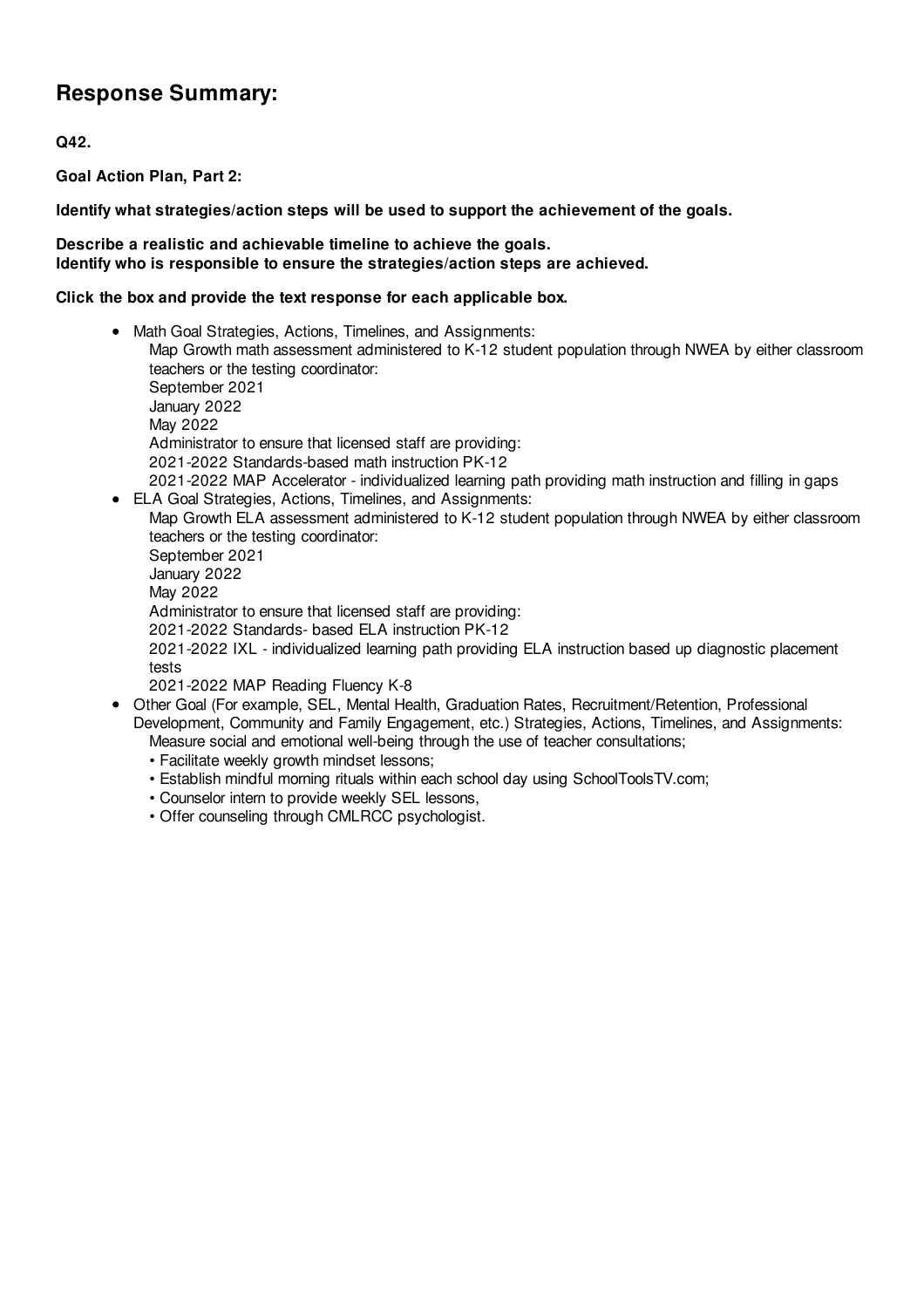## Response Summary:

**Q42.**

**Goal Action Plan, Part 2:**

**Identify what strategies/action steps will be used to support the achievement of the goals.**

**Describe a realistic and achievable timeline to achieve the goals.**
**Identify who is responsible to ensure the strategies/action steps are achieved.**

**Click the box and provide the text response for each applicable box.**

- Math Goal Strategies, Actions, Timelines, and Assignments:
  Map Growth math assessment administered to K-12 student population through NWEA by either classroom teachers or the testing coordinator:
  September 2021
  January 2022
  May 2022
  Administrator to ensure that licensed staff are providing:
  2021-2022 Standards-based math instruction PK-12
  2021-2022 MAP Accelerator - individualized learning path providing math instruction and filling in gaps
- ELA Goal Strategies, Actions, Timelines, and Assignments:
  Map Growth ELA assessment administered to K-12 student population through NWEA by either classroom teachers or the testing coordinator:
  September 2021
  January 2022
  May 2022
  Administrator to ensure that licensed staff are providing:
  2021-2022 Standards- based ELA instruction PK-12
  2021-2022 IXL - individualized learning path providing ELA instruction based up diagnostic placement tests
  2021-2022 MAP Reading Fluency K-8
- Other Goal (For example, SEL, Mental Health, Graduation Rates, Recruitment/Retention, Professional Development, Community and Family Engagement, etc.) Strategies, Actions, Timelines, and Assignments:
  Measure social and emotional well-being through the use of teacher consultations;
  • Facilitate weekly growth mindset lessons;
  • Establish mindful morning rituals within each school day using SchoolToolsTV.com;
  • Counselor intern to provide weekly SEL lessons,
  • Offer counseling through CMLRCC psychologist.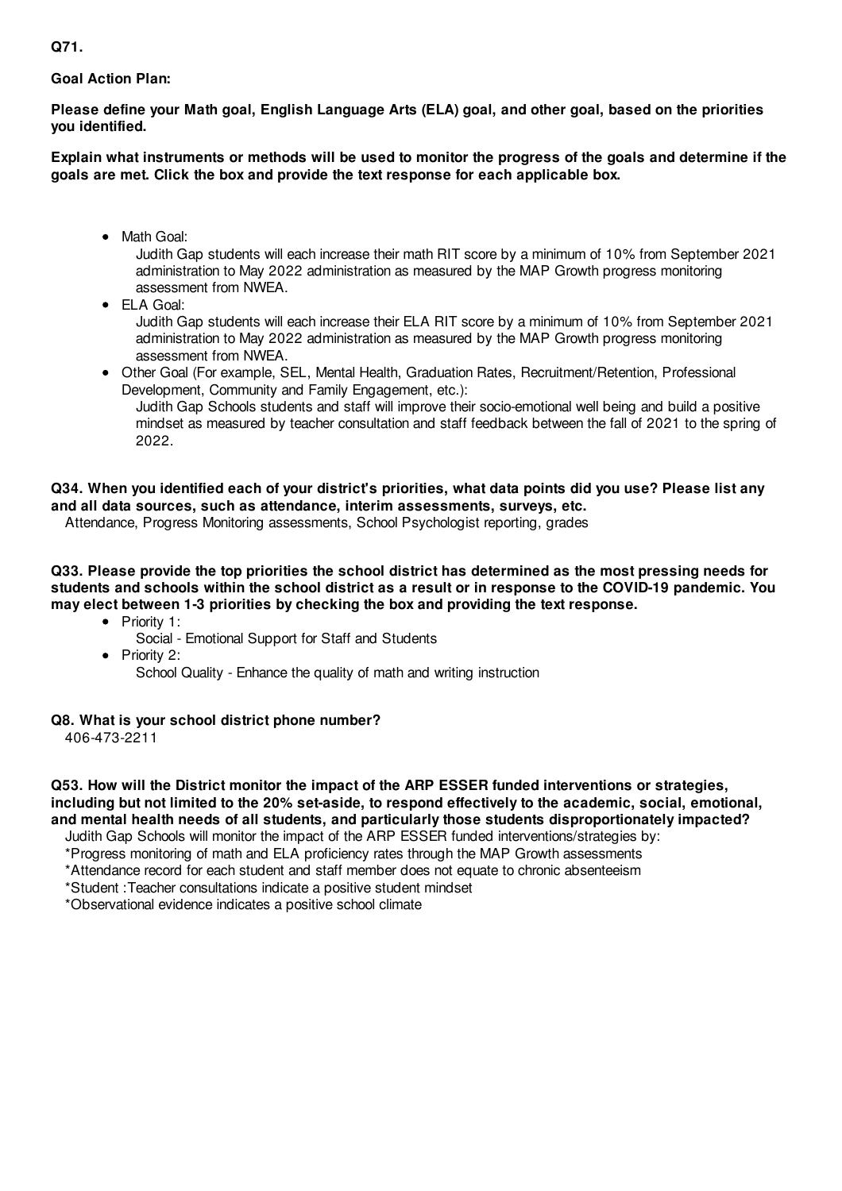**Q71.**

**Goal Action Plan:**

**Please define your Math goal, English Language Arts (ELA) goal, and other goal, based on the priorities you identified.**

**Explain what instruments or methods will be used to monitor the progress of the goals and determine if the goals are met. Click the box and provide the text response for each applicable box.**

- Math Goal:
  Judith Gap students will each increase their math RIT score by a minimum of 10% from September 2021 administration to May 2022 administration as measured by the MAP Growth progress monitoring assessment from NWEA.
- ELA Goal:
  Judith Gap students will each increase their ELA RIT score by a minimum of 10% from September 2021 administration to May 2022 administration as measured by the MAP Growth progress monitoring assessment from NWEA.
- Other Goal (For example, SEL, Mental Health, Graduation Rates, Recruitment/Retention, Professional Development, Community and Family Engagement, etc.):
  Judith Gap Schools students and staff will improve their socio-emotional well being and build a positive mindset as measured by teacher consultation and staff feedback between the fall of 2021 to the spring of 2022.

**Q34. When you identified each of your district's priorities, what data points did you use? Please list any and all data sources, such as attendance, interim assessments, surveys, etc.**

Attendance, Progress Monitoring assessments, School Psychologist reporting, grades

**Q33. Please provide the top priorities the school district has determined as the most pressing needs for students and schools within the school district as a result or in response to the COVID-19 pandemic. You may elect between 1-3 priorities by checking the box and providing the text response.**

- Priority 1:
  Social - Emotional Support for Staff and Students
- Priority 2:
  School Quality - Enhance the quality of math and writing instruction

**Q8. What is your school district phone number?**

406-473-2211

**Q53. How will the District monitor the impact of the ARP ESSER funded interventions or strategies, including but not limited to the 20% set-aside, to respond effectively to the academic, social, emotional, and mental health needs of all students, and particularly those students disproportionately impacted?**

Judith Gap Schools will monitor the impact of the ARP ESSER funded interventions/strategies by:

*Progress monitoring of math and ELA proficiency rates through the MAP Growth assessments

*Attendance record for each student and staff member does not equate to chronic absenteeism

*Student :Teacher consultations indicate a positive student mindset

*Observational evidence indicates a positive school climate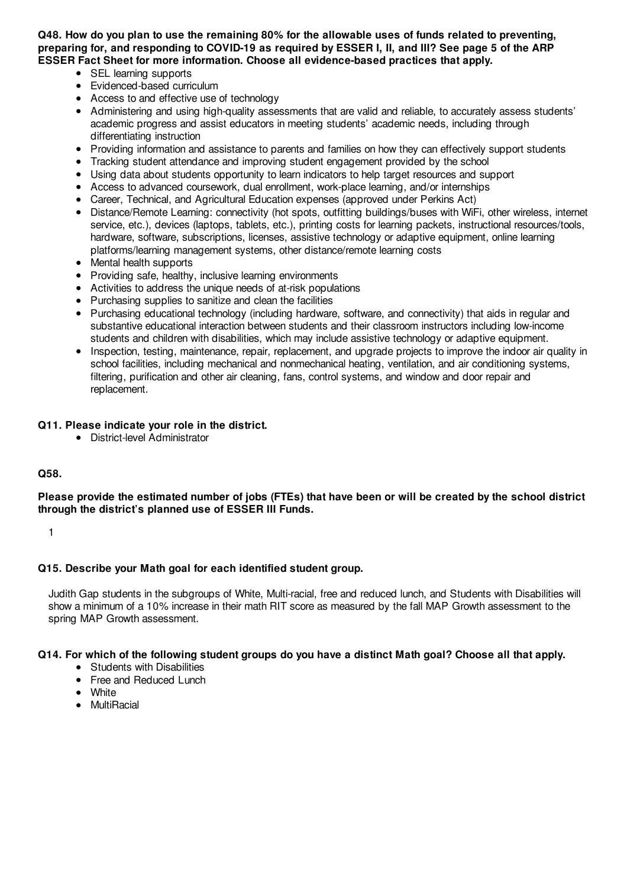**Q48. How do you plan to use the remaining 80% for the allowable uses of funds related to preventing, preparing for, and responding to COVID-19 as required by ESSER I, II, and III? See page 5 of the ARP ESSER Fact Sheet for more information. Choose all evidence-based practices that apply.**

- SEL learning supports
- Evidenced-based curriculum
- Access to and effective use of technology
- Administering and using high-quality assessments that are valid and reliable, to accurately assess students' academic progress and assist educators in meeting students' academic needs, including through differentiating instruction
- Providing information and assistance to parents and families on how they can effectively support students
- Tracking student attendance and improving student engagement provided by the school
- Using data about students opportunity to learn indicators to help target resources and support
- Access to advanced coursework, dual enrollment, work-place learning, and/or internships
- Career, Technical, and Agricultural Education expenses (approved under Perkins Act)
- Distance/Remote Learning: connectivity (hot spots, outfitting buildings/buses with WiFi, other wireless, internet service, etc.), devices (laptops, tablets, etc.), printing costs for learning packets, instructional resources/tools, hardware, software, subscriptions, licenses, assistive technology or adaptive equipment, online learning platforms/learning management systems, other distance/remote learning costs
- Mental health supports
- Providing safe, healthy, inclusive learning environments
- Activities to address the unique needs of at-risk populations
- Purchasing supplies to sanitize and clean the facilities
- Purchasing educational technology (including hardware, software, and connectivity) that aids in regular and substantive educational interaction between students and their classroom instructors including low-income students and children with disabilities, which may include assistive technology or adaptive equipment.
- Inspection, testing, maintenance, repair, replacement, and upgrade projects to improve the indoor air quality in school facilities, including mechanical and nonmechanical heating, ventilation, and air conditioning systems, filtering, purification and other air cleaning, fans, control systems, and window and door repair and replacement.

**Q11. Please indicate your role in the district.**

- District-level Administrator

**Q58.**

**Please provide the estimated number of jobs (FTEs) that have been or will be created by the school district through the district's planned use of ESSER III Funds.**

1

**Q15. Describe your Math goal for each identified student group.**

Judith Gap students in the subgroups of White, Multi-racial, free and reduced lunch, and Students with Disabilities will show a minimum of a 10% increase in their math RIT score as measured by the fall MAP Growth assessment to the spring MAP Growth assessment.

**Q14. For which of the following student groups do you have a distinct Math goal? Choose all that apply.**

- Students with Disabilities
- Free and Reduced Lunch
- White
- MultiRacial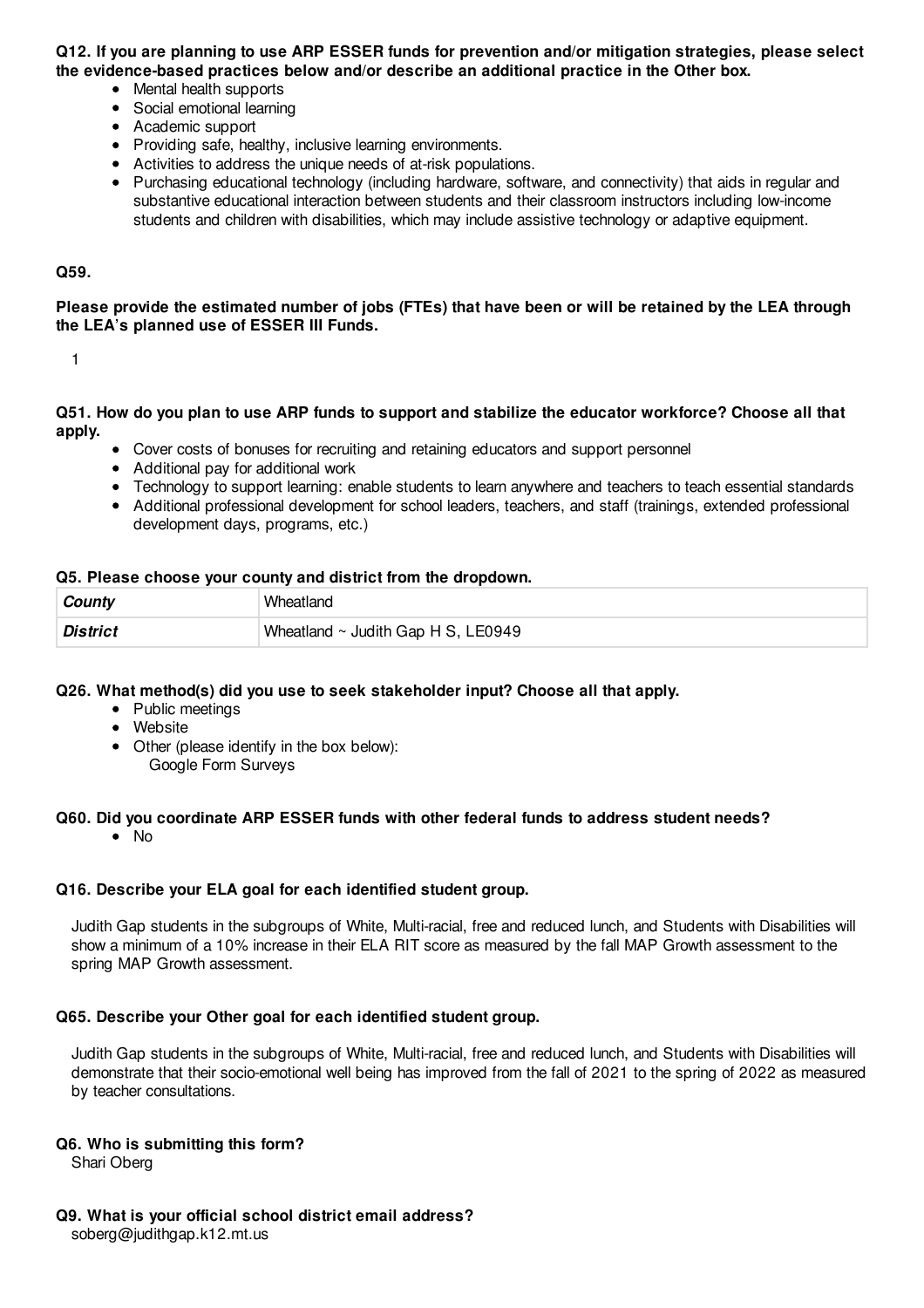**Q12. If you are planning to use ARP ESSER funds for prevention and/or mitigation strategies, please select the evidence-based practices below and/or describe an additional practice in the Other box.**

- Mental health supports
- Social emotional learning
- Academic support
- Providing safe, healthy, inclusive learning environments.
- Activities to address the unique needs of at-risk populations.
- Purchasing educational technology (including hardware, software, and connectivity) that aids in regular and substantive educational interaction between students and their classroom instructors including low-income students and children with disabilities, which may include assistive technology or adaptive equipment.

**Q59.**

**Please provide the estimated number of jobs (FTEs) that have been or will be retained by the LEA through the LEA's planned use of ESSER III Funds.**

1

**Q51. How do you plan to use ARP funds to support and stabilize the educator workforce? Choose all that apply.**

- Cover costs of bonuses for recruiting and retaining educators and support personnel
- Additional pay for additional work
- Technology to support learning: enable students to learn anywhere and teachers to teach essential standards
- Additional professional development for school leaders, teachers, and staff (trainings, extended professional development days, programs, etc.)

**Q5. Please choose your county and district from the dropdown.**

| | |
|---|---|
| ***County*** | Wheatland |
| ***District*** | Wheatland ~ Judith Gap H S, LE0949 |

**Q26. What method(s) did you use to seek stakeholder input? Choose all that apply.**

- Public meetings
- Website
- Other (please identify in the box below):
  Google Form Surveys

**Q60. Did you coordinate ARP ESSER funds with other federal funds to address student needs?**

- No

**Q16. Describe your ELA goal for each identified student group.**

Judith Gap students in the subgroups of White, Multi-racial, free and reduced lunch, and Students with Disabilities will show a minimum of a 10% increase in their ELA RIT score as measured by the fall MAP Growth assessment to the spring MAP Growth assessment.

**Q65. Describe your Other goal for each identified student group.**

Judith Gap students in the subgroups of White, Multi-racial, free and reduced lunch, and Students with Disabilities will demonstrate that their socio-emotional well being has improved from the fall of 2021 to the spring of 2022 as measured by teacher consultations.

**Q6. Who is submitting this form?**

Shari Oberg

**Q9. What is your official school district email address?**

soberg@judithgap.k12.mt.us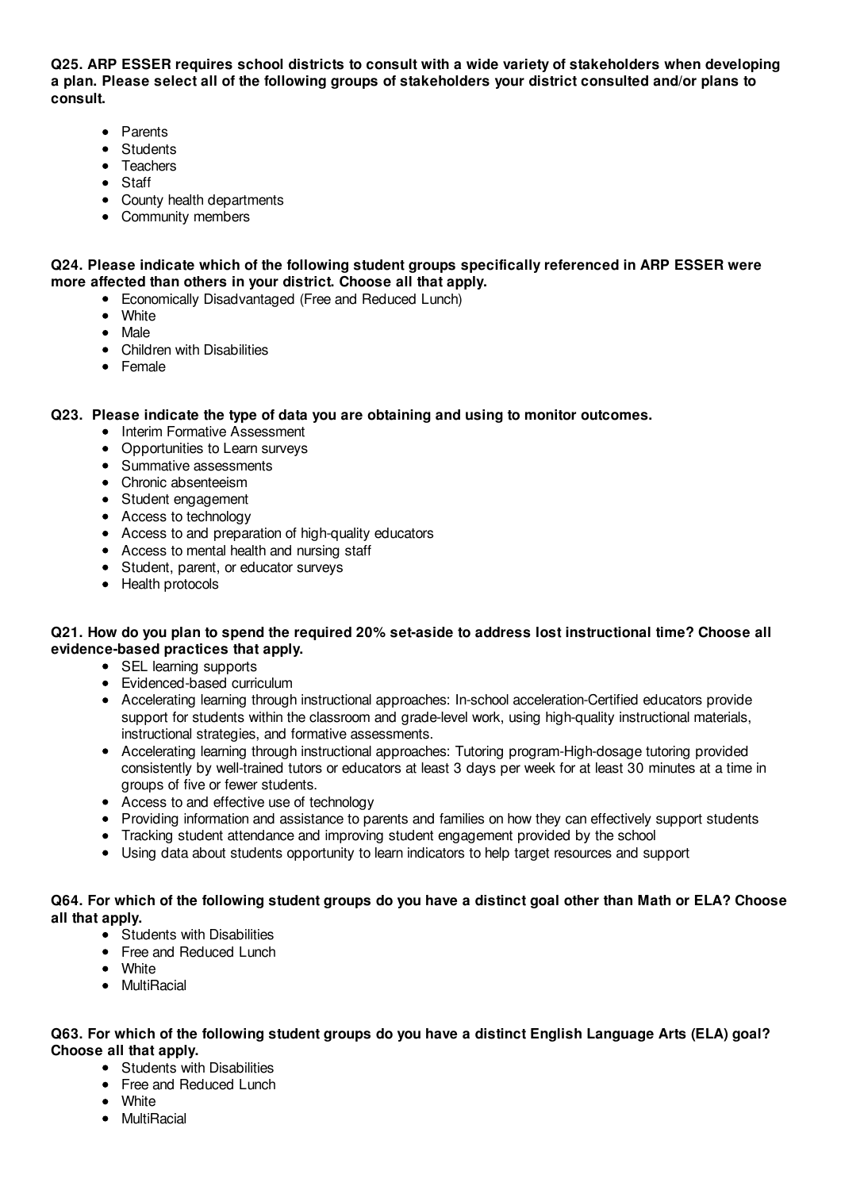**Q25. ARP ESSER requires school districts to consult with a wide variety of stakeholders when developing a plan. Please select all of the following groups of stakeholders your district consulted and/or plans to consult.**

- Parents
- Students
- Teachers
- Staff
- County health departments
- Community members

**Q24. Please indicate which of the following student groups specifically referenced in ARP ESSER were more affected than others in your district. Choose all that apply.**

- Economically Disadvantaged (Free and Reduced Lunch)
- White
- Male
- Children with Disabilities
- Female

**Q23. Please indicate the type of data you are obtaining and using to monitor outcomes.**

- Interim Formative Assessment
- Opportunities to Learn surveys
- Summative assessments
- Chronic absenteeism
- Student engagement
- Access to technology
- Access to and preparation of high-quality educators
- Access to mental health and nursing staff
- Student, parent, or educator surveys
- Health protocols

**Q21. How do you plan to spend the required 20% set-aside to address lost instructional time? Choose all evidence-based practices that apply.**

- SEL learning supports
- Evidenced-based curriculum
- Accelerating learning through instructional approaches: In-school acceleration-Certified educators provide support for students within the classroom and grade-level work, using high-quality instructional materials, instructional strategies, and formative assessments.
- Accelerating learning through instructional approaches: Tutoring program-High-dosage tutoring provided consistently by well-trained tutors or educators at least 3 days per week for at least 30 minutes at a time in groups of five or fewer students.
- Access to and effective use of technology
- Providing information and assistance to parents and families on how they can effectively support students
- Tracking student attendance and improving student engagement provided by the school
- Using data about students opportunity to learn indicators to help target resources and support

**Q64. For which of the following student groups do you have a distinct goal other than Math or ELA? Choose all that apply.**

- Students with Disabilities
- Free and Reduced Lunch
- White
- MultiRacial

**Q63. For which of the following student groups do you have a distinct English Language Arts (ELA) goal? Choose all that apply.**

- Students with Disabilities
- Free and Reduced Lunch
- White
- MultiRacial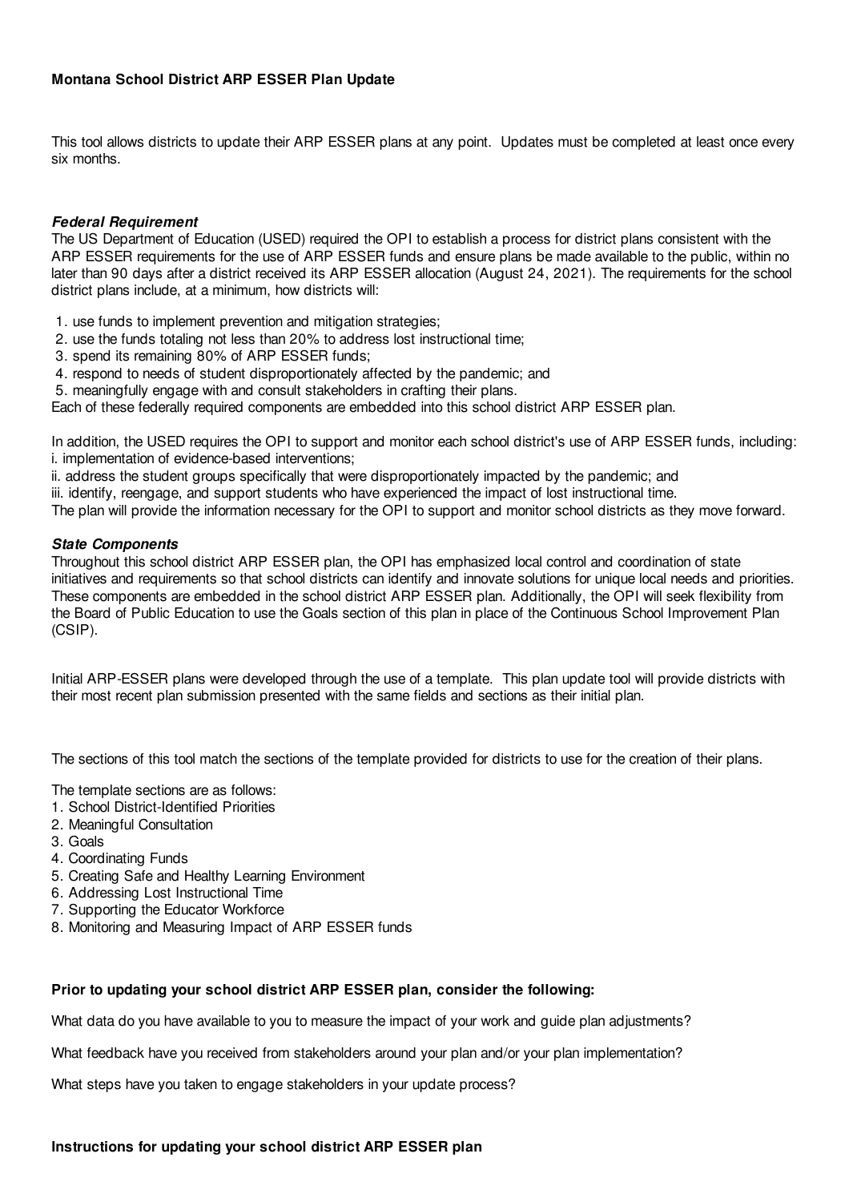**Montana School District ARP ESSER Plan Update**

This tool allows districts to update their ARP ESSER plans at any point. Updates must be completed at least once every six months.

***Federal Requirement***

The US Department of Education (USED) required the OPI to establish a process for district plans consistent with the ARP ESSER requirements for the use of ARP ESSER funds and ensure plans be made available to the public, within no later than 90 days after a district received its ARP ESSER allocation (August 24, 2021). The requirements for the school district plans include, at a minimum, how districts will:

1. use funds to implement prevention and mitigation strategies;
2. use the funds totaling not less than 20% to address lost instructional time;
3. spend its remaining 80% of ARP ESSER funds;
4. respond to needs of student disproportionately affected by the pandemic; and
5. meaningfully engage with and consult stakeholders in crafting their plans.

Each of these federally required components are embedded into this school district ARP ESSER plan.

In addition, the USED requires the OPI to support and monitor each school district's use of ARP ESSER funds, including:
i. implementation of evidence-based interventions;
ii. address the student groups specifically that were disproportionately impacted by the pandemic; and
iii. identify, reengage, and support students who have experienced the impact of lost instructional time.
The plan will provide the information necessary for the OPI to support and monitor school districts as they move forward.

***State Components***

Throughout this school district ARP ESSER plan, the OPI has emphasized local control and coordination of state initiatives and requirements so that school districts can identify and innovate solutions for unique local needs and priorities. These components are embedded in the school district ARP ESSER plan. Additionally, the OPI will seek flexibility from the Board of Public Education to use the Goals section of this plan in place of the Continuous School Improvement Plan (CSIP).

Initial ARP-ESSER plans were developed through the use of a template. This plan update tool will provide districts with their most recent plan submission presented with the same fields and sections as their initial plan.

The sections of this tool match the sections of the template provided for districts to use for the creation of their plans.

The template sections are as follows:
1. School District-Identified Priorities
2. Meaningful Consultation
3. Goals
4. Coordinating Funds
5. Creating Safe and Healthy Learning Environment
6. Addressing Lost Instructional Time
7. Supporting the Educator Workforce
8. Monitoring and Measuring Impact of ARP ESSER funds

**Prior to updating your school district ARP ESSER plan, consider the following:**

What data do you have available to you to measure the impact of your work and guide plan adjustments?

What feedback have you received from stakeholders around your plan and/or your plan implementation?

What steps have you taken to engage stakeholders in your update process?

**Instructions for updating your school district ARP ESSER plan**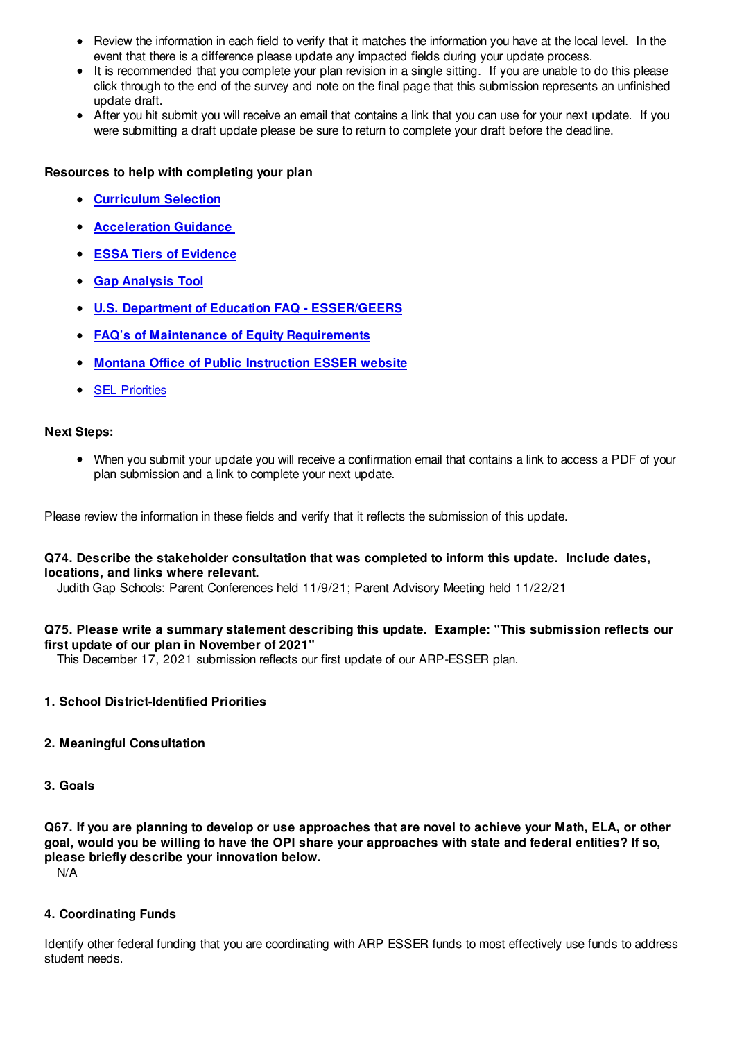- Review the information in each field to verify that it matches the information you have at the local level. In the event that there is a difference please update any impacted fields during your update process.
- It is recommended that you complete your plan revision in a single sitting. If you are unable to do this please click through to the end of the survey and note on the final page that this submission represents an unfinished update draft.
- After you hit submit you will receive an email that contains a link that you can use for your next update. If you were submitting a draft update please be sure to return to complete your draft before the deadline.

**Resources to help with completing your plan**

- Curriculum Selection
- Acceleration Guidance
- ESSA Tiers of Evidence
- Gap Analysis Tool
- U.S. Department of Education FAQ - ESSER/GEERS
- FAQ's of Maintenance of Equity Requirements
- Montana Office of Public Instruction ESSER website
- SEL Priorities

**Next Steps:**

- When you submit your update you will receive a confirmation email that contains a link to access a PDF of your plan submission and a link to complete your next update.

Please review the information in these fields and verify that it reflects the submission of this update.

**Q74. Describe the stakeholder consultation that was completed to inform this update. Include dates, locations, and links where relevant.**

Judith Gap Schools: Parent Conferences held 11/9/21; Parent Advisory Meeting held 11/22/21

**Q75. Please write a summary statement describing this update. Example: "This submission reflects our first update of our plan in November of 2021"**

This December 17, 2021 submission reflects our first update of our ARP-ESSER plan.

**1. School District-Identified Priorities**

**2. Meaningful Consultation**

**3. Goals**

**Q67. If you are planning to develop or use approaches that are novel to achieve your Math, ELA, or other goal, would you be willing to have the OPI share your approaches with state and federal entities? If so, please briefly describe your innovation below.**

N/A

**4. Coordinating Funds**

Identify other federal funding that you are coordinating with ARP ESSER funds to most effectively use funds to address student needs.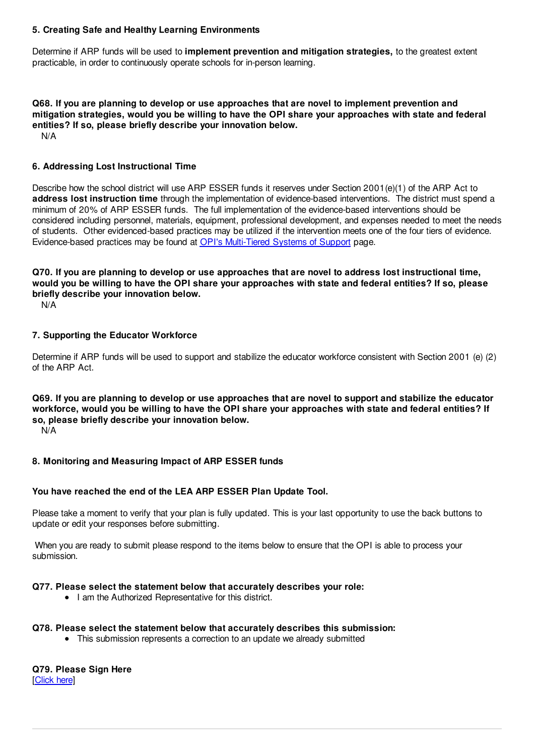### 5. Creating Safe and Healthy Learning Environments

Determine if ARP funds will be used to **implement prevention and mitigation strategies,** to the greatest extent practicable, in order to continuously operate schools for in-person learning.

**Q68. If you are planning to develop or use approaches that are novel to implement prevention and mitigation strategies, would you be willing to have the OPI share your approaches with state and federal entities? If so, please briefly describe your innovation below.**

N/A

### 6. Addressing Lost Instructional Time

Describe how the school district will use ARP ESSER funds it reserves under Section 2001(e)(1) of the ARP Act to **address lost instruction time** through the implementation of evidence-based interventions. The district must spend a minimum of 20% of ARP ESSER funds. The full implementation of the evidence-based interventions should be considered including personnel, materials, equipment, professional development, and expenses needed to meet the needs of students. Other evidenced-based practices may be utilized if the intervention meets one of the four tiers of evidence. Evidence-based practices may be found at [OPI's Multi-Tiered Systems of Support] page.

**Q70. If you are planning to develop or use approaches that are novel to address lost instructional time, would you be willing to have the OPI share your approaches with state and federal entities? If so, please briefly describe your innovation below.**

N/A

### 7. Supporting the Educator Workforce

Determine if ARP funds will be used to support and stabilize the educator workforce consistent with Section 2001 (e) (2) of the ARP Act.

**Q69. If you are planning to develop or use approaches that are novel to support and stabilize the educator workforce, would you be willing to have the OPI share your approaches with state and federal entities? If so, please briefly describe your innovation below.**

N/A

### 8. Monitoring and Measuring Impact of ARP ESSER funds

**You have reached the end of the LEA ARP ESSER Plan Update Tool.**

Please take a moment to verify that your plan is fully updated. This is your last opportunity to use the back buttons to update or edit your responses before submitting.

When you are ready to submit please respond to the items below to ensure that the OPI is able to process your submission.

**Q77. Please select the statement below that accurately describes your role:**

- I am the Authorized Representative for this district.

**Q78. Please select the statement below that accurately describes this submission:**

- This submission represents a correction to an update we already submitted

**Q79. Please Sign Here**

[Click here]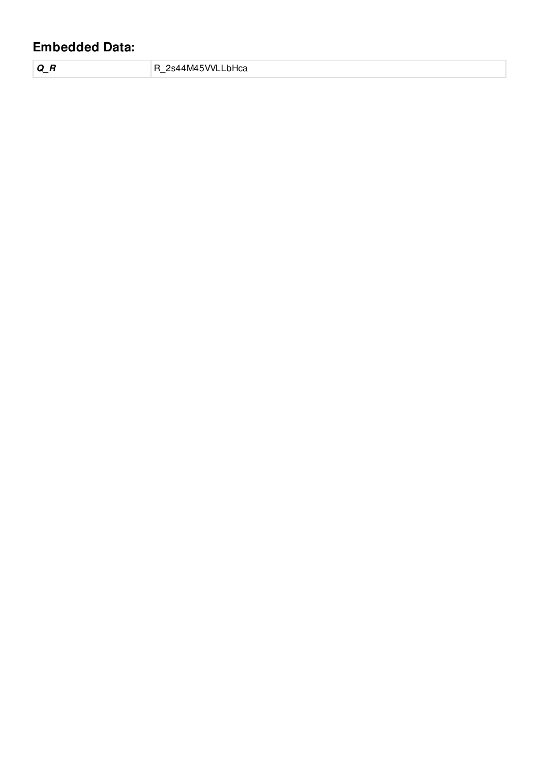## Embedded Data:

| | |
|---|---|
| ***Q_R*** | R_2s44M45VVLLbHca |